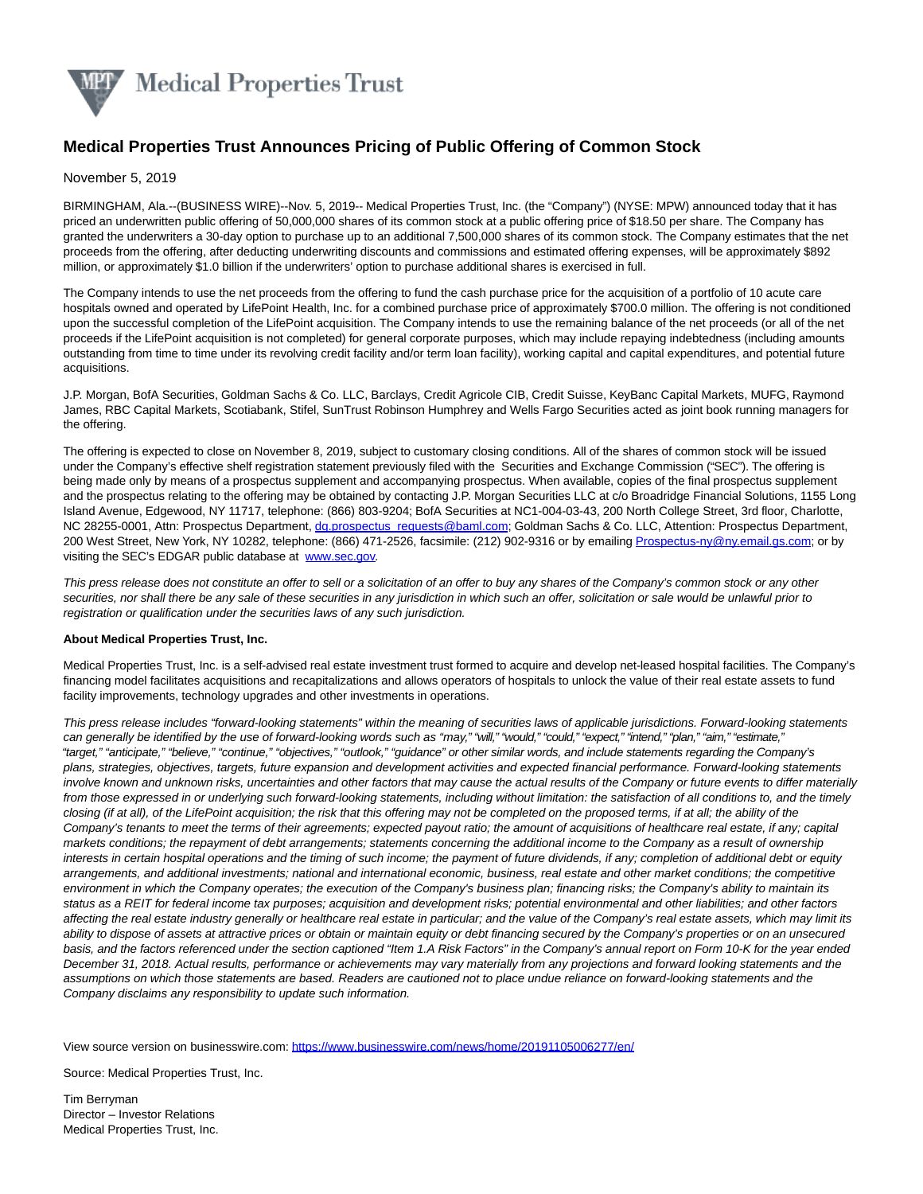Medical Properties Trust

# Medical Properties Trust Announces Pricing of Public Offering of Common Stock

November 5, 2019

BIRMINGHAM, Ala.--(BUSINESS WIRE)--Nov. 5, 2019-- Medical Properties Trust, Inc. (the "Company") (NYSE: MPW) announced today that it has priced an underwritten public offering of 50,000,000 shares of its common stock at a public offering price of $18.50 per share. The Company has granted the underwriters a 30-day option to purchase up to an additional 7,500,000 shares of its common stock. The Company estimates that the net proceeds from the offering, after deducting underwriting discounts and commissions and estimated offering expenses, will be approximately $892 million, or approximately $1.0 billion if the underwriters' option to purchase additional shares is exercised in full.

The Company intends to use the net proceeds from the offering to fund the cash purchase price for the acquisition of a portfolio of 10 acute care hospitals owned and operated by LifePoint Health, Inc. for a combined purchase price of approximately $700.0 million. The offering is not conditioned upon the successful completion of the LifePoint acquisition. The Company intends to use the remaining balance of the net proceeds (or all of the net proceeds if the LifePoint acquisition is not completed) for general corporate purposes, which may include repaying indebtedness (including amounts outstanding from time to time under its revolving credit facility and/or term loan facility), working capital and capital expenditures, and potential future acquisitions.

J.P. Morgan, BofA Securities, Goldman Sachs & Co. LLC, Barclays, Credit Agricole CIB, Credit Suisse, KeyBanc Capital Markets, MUFG, Raymond James, RBC Capital Markets, Scotiabank, Stifel, SunTrust Robinson Humphrey and Wells Fargo Securities acted as joint book running managers for the offering.

The offering is expected to close on November 8, 2019, subject to customary closing conditions. All of the shares of common stock will be issued under the Company's effective shelf registration statement previously filed with the Securities and Exchange Commission ("SEC"). The offering is being made only by means of a prospectus supplement and accompanying prospectus. When available, copies of the final prospectus supplement and the prospectus relating to the offering may be obtained by contacting J.P. Morgan Securities LLC at c/o Broadridge Financial Solutions, 1155 Long Island Avenue, Edgewood, NY 11717, telephone: (866) 803-9204; BofA Securities at NC1-004-03-43, 200 North College Street, 3rd floor, Charlotte, NC 28255-0001, Attn: Prospectus Department, dg.prospectus_requests@baml.com; Goldman Sachs & Co. LLC, Attention: Prospectus Department, 200 West Street, New York, NY 10282, telephone: (866) 471-2526, facsimile: (212) 902-9316 or by emailing Prospectus-ny@ny.email.gs.com; or by visiting the SEC's EDGAR public database at www.sec.gov.

*This press release does not constitute an offer to sell or a solicitation of an offer to buy any shares of the Company's common stock or any other securities, nor shall there be any sale of these securities in any jurisdiction in which such an offer, solicitation or sale would be unlawful prior to registration or qualification under the securities laws of any such jurisdiction.*

**About Medical Properties Trust, Inc.**

Medical Properties Trust, Inc. is a self-advised real estate investment trust formed to acquire and develop net-leased hospital facilities. The Company's financing model facilitates acquisitions and recapitalizations and allows operators of hospitals to unlock the value of their real estate assets to fund facility improvements, technology upgrades and other investments in operations.

*This press release includes "forward-looking statements" within the meaning of securities laws of applicable jurisdictions. Forward-looking statements can generally be identified by the use of forward-looking words such as "may," "will," "would," "could," "expect," "intend," "plan," "aim," "estimate," "target," "anticipate," "believe," "continue," "objectives," "outlook," "guidance" or other similar words, and include statements regarding the Company's plans, strategies, objectives, targets, future expansion and development activities and expected financial performance. Forward-looking statements involve known and unknown risks, uncertainties and other factors that may cause the actual results of the Company or future events to differ materially from those expressed in or underlying such forward-looking statements, including without limitation: the satisfaction of all conditions to, and the timely closing (if at all), of the LifePoint acquisition; the risk that this offering may not be completed on the proposed terms, if at all; the ability of the Company's tenants to meet the terms of their agreements; expected payout ratio; the amount of acquisitions of healthcare real estate, if any; capital markets conditions; the repayment of debt arrangements; statements concerning the additional income to the Company as a result of ownership interests in certain hospital operations and the timing of such income; the payment of future dividends, if any; completion of additional debt or equity arrangements, and additional investments; national and international economic, business, real estate and other market conditions; the competitive environment in which the Company operates; the execution of the Company's business plan; financing risks; the Company's ability to maintain its status as a REIT for federal income tax purposes; acquisition and development risks; potential environmental and other liabilities; and other factors affecting the real estate industry generally or healthcare real estate in particular; and the value of the Company's real estate assets, which may limit its ability to dispose of assets at attractive prices or obtain or maintain equity or debt financing secured by the Company's properties or on an unsecured basis, and the factors referenced under the section captioned "Item 1.A Risk Factors" in the Company's annual report on Form 10-K for the year ended December 31, 2018. Actual results, performance or achievements may vary materially from any projections and forward looking statements and the assumptions on which those statements are based. Readers are cautioned not to place undue reliance on forward-looking statements and the Company disclaims any responsibility to update such information.*

View source version on businesswire.com: https://www.businesswire.com/news/home/20191105006277/en/

Source: Medical Properties Trust, Inc.

Tim Berryman
Director – Investor Relations
Medical Properties Trust, Inc.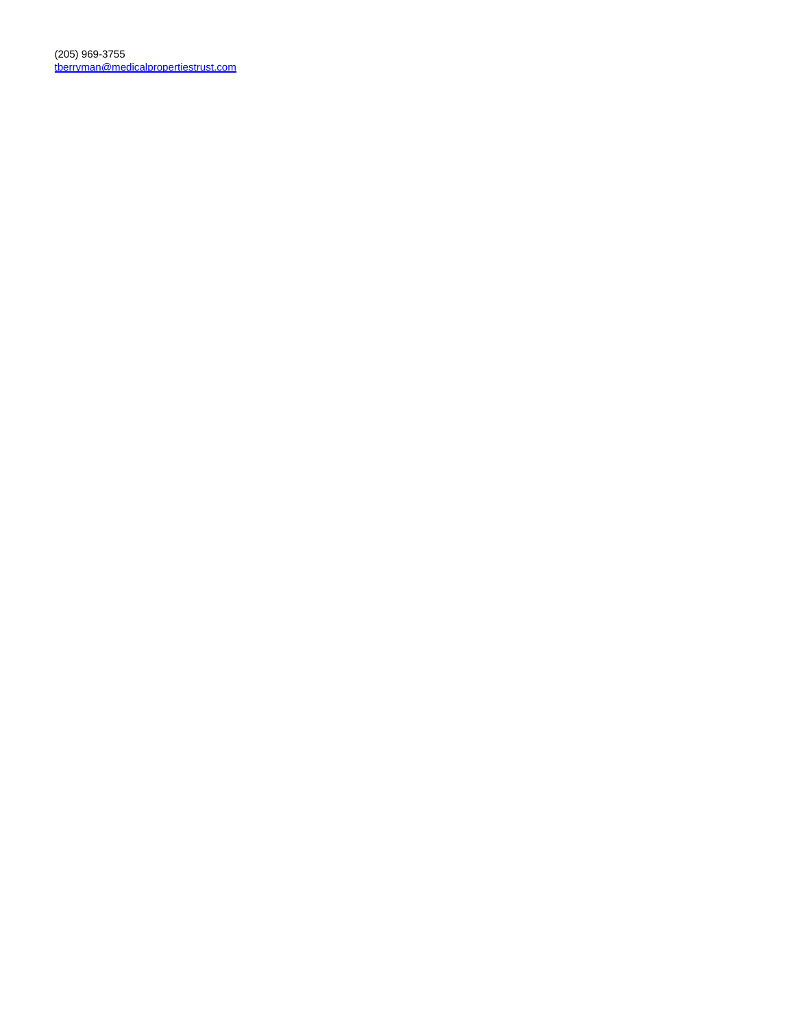(205) 969-3755
tberryman@medicalpropertiestrust.com